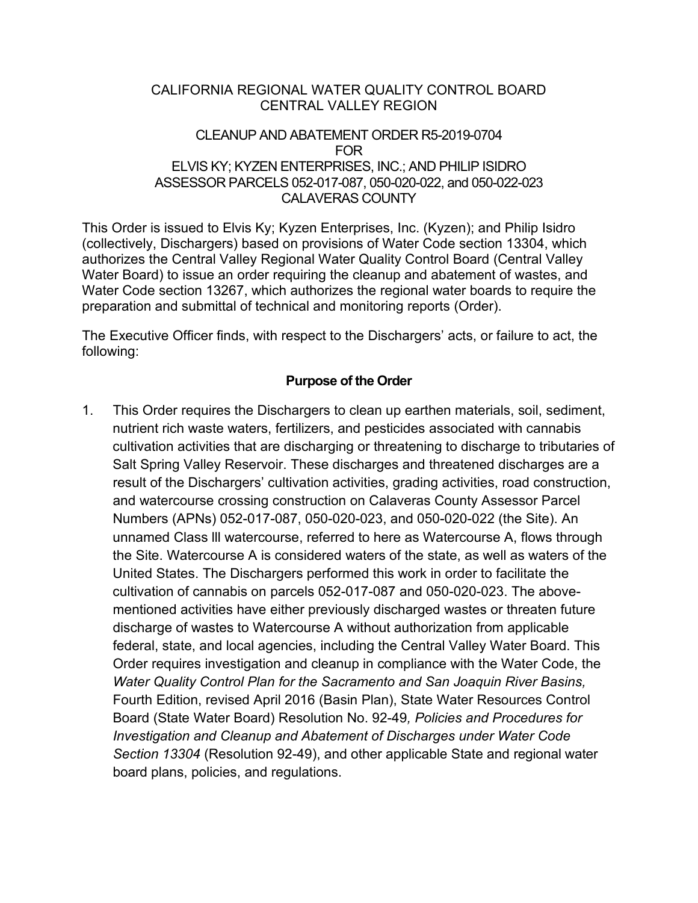# CALIFORNIA REGIONAL WATER QUALITY CONTROL BOARD
# CENTRAL VALLEY REGION

## CLEANUP AND ABATEMENT ORDER R5-2019-0704
## FOR
## ELVIS KY; KYZEN ENTERPRISES, INC.; AND PHILIP ISIDRO
## ASSESSOR PARCELS 052-017-087, 050-020-022, and 050-022-023
## CALAVERAS COUNTY

This Order is issued to Elvis Ky; Kyzen Enterprises, Inc. (Kyzen); and Philip Isidro (collectively, Dischargers) based on provisions of Water Code section 13304, which authorizes the Central Valley Regional Water Quality Control Board (Central Valley Water Board) to issue an order requiring the cleanup and abatement of wastes, and Water Code section 13267, which authorizes the regional water boards to require the preparation and submittal of technical and monitoring reports (Order).

The Executive Officer finds, with respect to the Dischargers' acts, or failure to act, the following:

### Purpose of the Order

1. This Order requires the Dischargers to clean up earthen materials, soil, sediment, nutrient rich waste waters, fertilizers, and pesticides associated with cannabis cultivation activities that are discharging or threatening to discharge to tributaries of Salt Spring Valley Reservoir. These discharges and threatened discharges are a result of the Dischargers' cultivation activities, grading activities, road construction, and watercourse crossing construction on Calaveras County Assessor Parcel Numbers (APNs) 052-017-087, 050-020-023, and 050-020-022 (the Site). An unnamed Class lll watercourse, referred to here as Watercourse A, flows through the Site. Watercourse A is considered waters of the state, as well as waters of the United States. The Dischargers performed this work in order to facilitate the cultivation of cannabis on parcels 052-017-087 and 050-020-023. The above-mentioned activities have either previously discharged wastes or threaten future discharge of wastes to Watercourse A without authorization from applicable federal, state, and local agencies, including the Central Valley Water Board. This Order requires investigation and cleanup in compliance with the Water Code, the *Water Quality Control Plan for the Sacramento and San Joaquin River Basins,* Fourth Edition, revised April 2016 (Basin Plan), State Water Resources Control Board (State Water Board) Resolution No. 92-49*, Policies and Procedures for Investigation and Cleanup and Abatement of Discharges under Water Code Section 13304* (Resolution 92-49), and other applicable State and regional water board plans, policies, and regulations.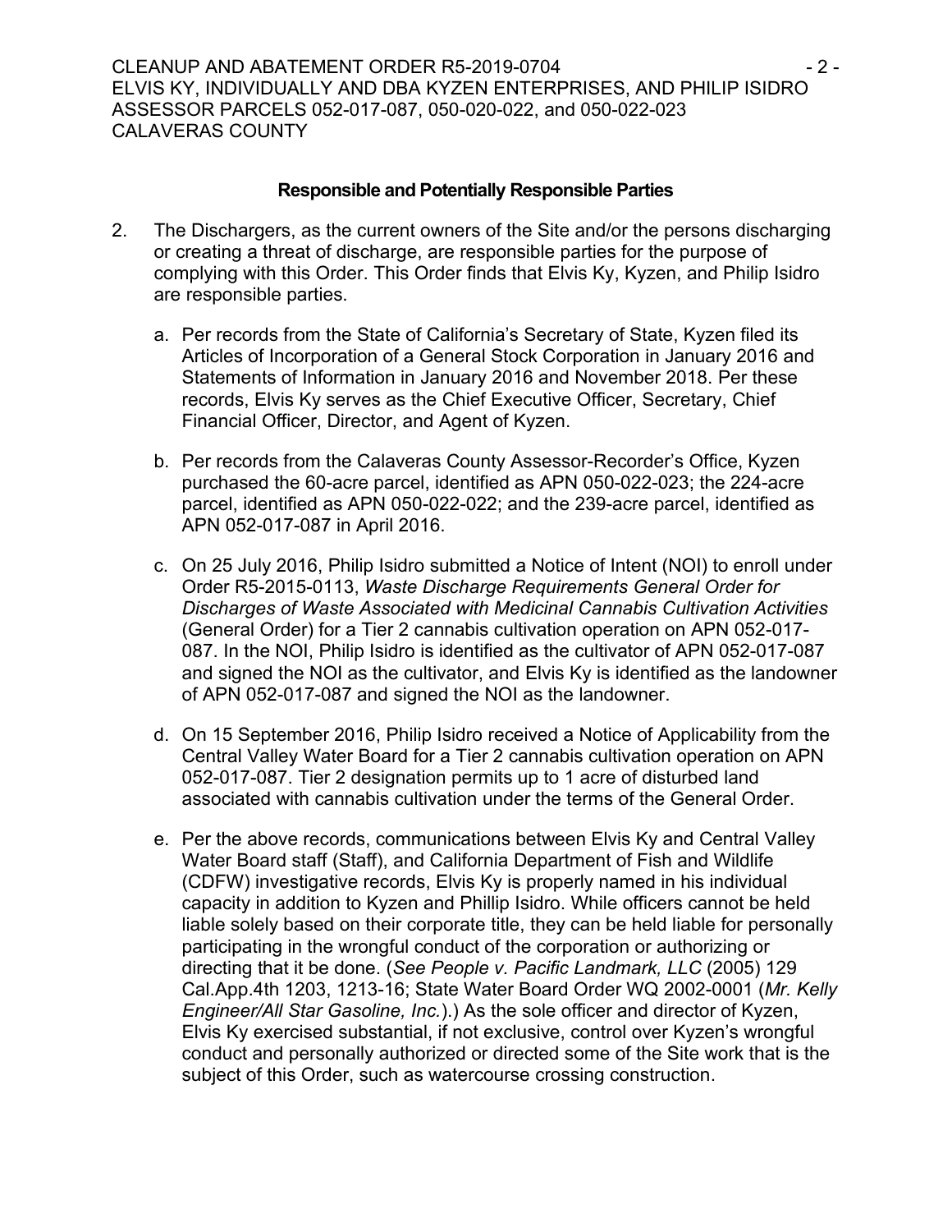### Responsible and Potentially Responsible Parties

2. The Dischargers, as the current owners of the Site and/or the persons discharging or creating a threat of discharge, are responsible parties for the purpose of complying with this Order. This Order finds that Elvis Ky, Kyzen, and Philip Isidro are responsible parties.

   a. Per records from the State of California's Secretary of State, Kyzen filed its Articles of Incorporation of a General Stock Corporation in January 2016 and Statements of Information in January 2016 and November 2018. Per these records, Elvis Ky serves as the Chief Executive Officer, Secretary, Chief Financial Officer, Director, and Agent of Kyzen.

   b. Per records from the Calaveras County Assessor-Recorder's Office, Kyzen purchased the 60-acre parcel, identified as APN 050-022-023; the 224-acre parcel, identified as APN 050-022-022; and the 239-acre parcel, identified as APN 052-017-087 in April 2016.

   c. On 25 July 2016, Philip Isidro submitted a Notice of Intent (NOI) to enroll under Order R5-2015-0113, *Waste Discharge Requirements General Order for Discharges of Waste Associated with Medicinal Cannabis Cultivation Activities* (General Order) for a Tier 2 cannabis cultivation operation on APN 052-017-087. In the NOI, Philip Isidro is identified as the cultivator of APN 052-017-087 and signed the NOI as the cultivator, and Elvis Ky is identified as the landowner of APN 052-017-087 and signed the NOI as the landowner.

   d. On 15 September 2016, Philip Isidro received a Notice of Applicability from the Central Valley Water Board for a Tier 2 cannabis cultivation operation on APN 052-017-087. Tier 2 designation permits up to 1 acre of disturbed land associated with cannabis cultivation under the terms of the General Order.

   e. Per the above records, communications between Elvis Ky and Central Valley Water Board staff (Staff), and California Department of Fish and Wildlife (CDFW) investigative records, Elvis Ky is properly named in his individual capacity in addition to Kyzen and Phillip Isidro. While officers cannot be held liable solely based on their corporate title, they can be held liable for personally participating in the wrongful conduct of the corporation or authorizing or directing that it be done. (*See People v. Pacific Landmark, LLC* (2005) 129 Cal.App.4th 1203, 1213-16; State Water Board Order WQ 2002-0001 (*Mr. Kelly Engineer/All Star Gasoline, Inc.*).) As the sole officer and director of Kyzen, Elvis Ky exercised substantial, if not exclusive, control over Kyzen's wrongful conduct and personally authorized or directed some of the Site work that is the subject of this Order, such as watercourse crossing construction.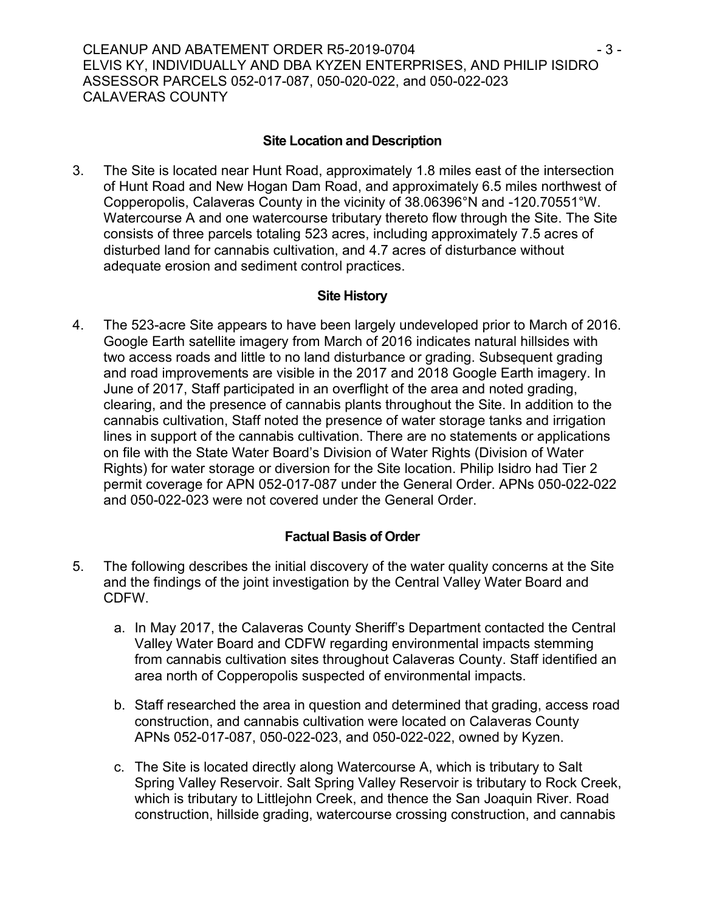## Site Location and Description

3. The Site is located near Hunt Road, approximately 1.8 miles east of the intersection of Hunt Road and New Hogan Dam Road, and approximately 6.5 miles northwest of Copperopolis, Calaveras County in the vicinity of 38.06396°N and -120.70551°W. Watercourse A and one watercourse tributary thereto flow through the Site. The Site consists of three parcels totaling 523 acres, including approximately 7.5 acres of disturbed land for cannabis cultivation, and 4.7 acres of disturbance without adequate erosion and sediment control practices.

## Site History

4. The 523-acre Site appears to have been largely undeveloped prior to March of 2016. Google Earth satellite imagery from March of 2016 indicates natural hillsides with two access roads and little to no land disturbance or grading. Subsequent grading and road improvements are visible in the 2017 and 2018 Google Earth imagery. In June of 2017, Staff participated in an overflight of the area and noted grading, clearing, and the presence of cannabis plants throughout the Site. In addition to the cannabis cultivation, Staff noted the presence of water storage tanks and irrigation lines in support of the cannabis cultivation. There are no statements or applications on file with the State Water Board's Division of Water Rights (Division of Water Rights) for water storage or diversion for the Site location. Philip Isidro had Tier 2 permit coverage for APN 052-017-087 under the General Order. APNs 050-022-022 and 050-022-023 were not covered under the General Order.

## Factual Basis of Order

5. The following describes the initial discovery of the water quality concerns at the Site and the findings of the joint investigation by the Central Valley Water Board and CDFW.

   a. In May 2017, the Calaveras County Sheriff's Department contacted the Central Valley Water Board and CDFW regarding environmental impacts stemming from cannabis cultivation sites throughout Calaveras County. Staff identified an area north of Copperopolis suspected of environmental impacts.

   b. Staff researched the area in question and determined that grading, access road construction, and cannabis cultivation were located on Calaveras County APNs 052-017-087, 050-022-023, and 050-022-022, owned by Kyzen.

   c. The Site is located directly along Watercourse A, which is tributary to Salt Spring Valley Reservoir. Salt Spring Valley Reservoir is tributary to Rock Creek, which is tributary to Littlejohn Creek, and thence the San Joaquin River. Road construction, hillside grading, watercourse crossing construction, and cannabis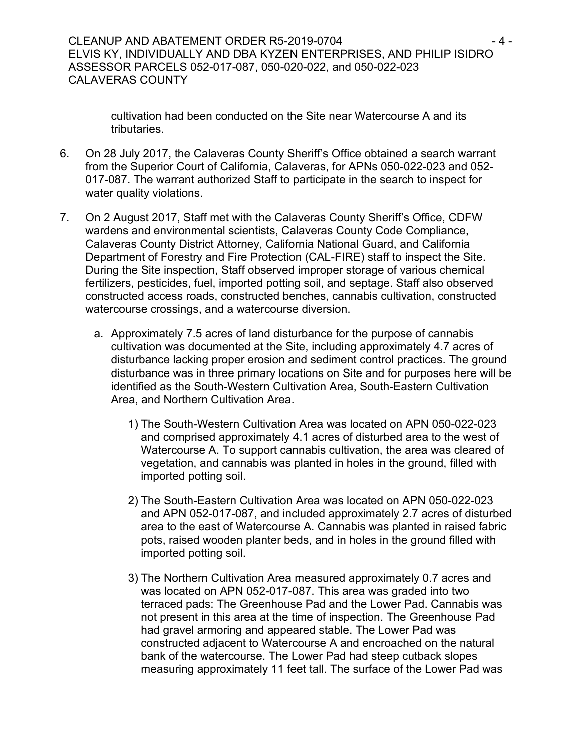cultivation had been conducted on the Site near Watercourse A and its tributaries.

6. On 28 July 2017, the Calaveras County Sheriff's Office obtained a search warrant from the Superior Court of California, Calaveras, for APNs 050-022-023 and 052-017-087. The warrant authorized Staff to participate in the search to inspect for water quality violations.

7. On 2 August 2017, Staff met with the Calaveras County Sheriff's Office, CDFW wardens and environmental scientists, Calaveras County Code Compliance, Calaveras County District Attorney, California National Guard, and California Department of Forestry and Fire Protection (CAL-FIRE) staff to inspect the Site. During the Site inspection, Staff observed improper storage of various chemical fertilizers, pesticides, fuel, imported potting soil, and septage. Staff also observed constructed access roads, constructed benches, cannabis cultivation, constructed watercourse crossings, and a watercourse diversion.

   a. Approximately 7.5 acres of land disturbance for the purpose of cannabis cultivation was documented at the Site, including approximately 4.7 acres of disturbance lacking proper erosion and sediment control practices. The ground disturbance was in three primary locations on Site and for purposes here will be identified as the South-Western Cultivation Area, South-Eastern Cultivation Area, and Northern Cultivation Area.

      1) The South-Western Cultivation Area was located on APN 050-022-023 and comprised approximately 4.1 acres of disturbed area to the west of Watercourse A. To support cannabis cultivation, the area was cleared of vegetation, and cannabis was planted in holes in the ground, filled with imported potting soil.

      2) The South-Eastern Cultivation Area was located on APN 050-022-023 and APN 052-017-087, and included approximately 2.7 acres of disturbed area to the east of Watercourse A. Cannabis was planted in raised fabric pots, raised wooden planter beds, and in holes in the ground filled with imported potting soil.

      3) The Northern Cultivation Area measured approximately 0.7 acres and was located on APN 052-017-087. This area was graded into two terraced pads: The Greenhouse Pad and the Lower Pad. Cannabis was not present in this area at the time of inspection. The Greenhouse Pad had gravel armoring and appeared stable. The Lower Pad was constructed adjacent to Watercourse A and encroached on the natural bank of the watercourse. The Lower Pad had steep cutback slopes measuring approximately 11 feet tall. The surface of the Lower Pad was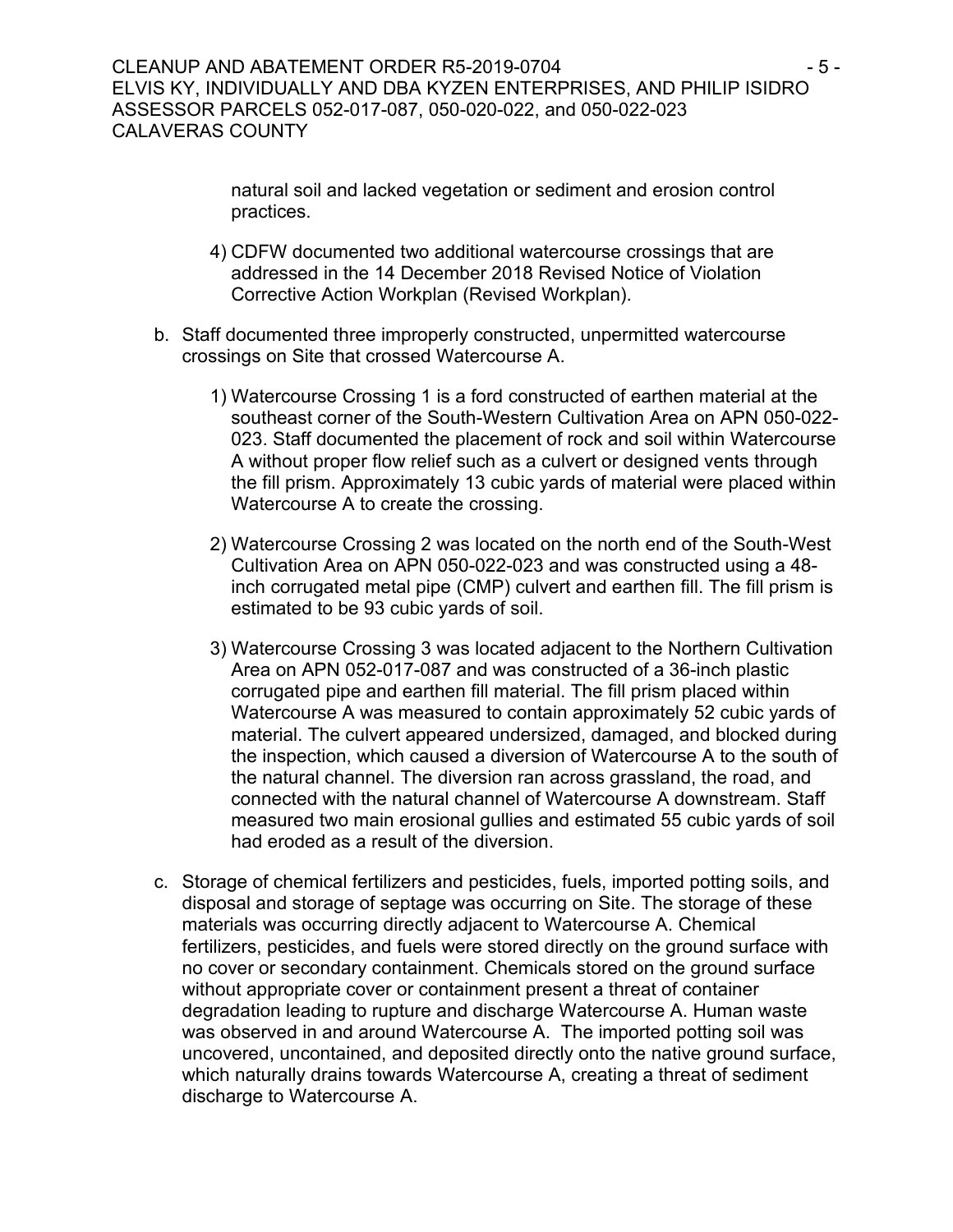natural soil and lacked vegetation or sediment and erosion control practices.

4) CDFW documented two additional watercourse crossings that are addressed in the 14 December 2018 Revised Notice of Violation Corrective Action Workplan (Revised Workplan).

b. Staff documented three improperly constructed, unpermitted watercourse crossings on Site that crossed Watercourse A.

   1) Watercourse Crossing 1 is a ford constructed of earthen material at the southeast corner of the South-Western Cultivation Area on APN 050-022-023. Staff documented the placement of rock and soil within Watercourse A without proper flow relief such as a culvert or designed vents through the fill prism. Approximately 13 cubic yards of material were placed within Watercourse A to create the crossing.

   2) Watercourse Crossing 2 was located on the north end of the South-West Cultivation Area on APN 050-022-023 and was constructed using a 48-inch corrugated metal pipe (CMP) culvert and earthen fill. The fill prism is estimated to be 93 cubic yards of soil.

   3) Watercourse Crossing 3 was located adjacent to the Northern Cultivation Area on APN 052-017-087 and was constructed of a 36-inch plastic corrugated pipe and earthen fill material. The fill prism placed within Watercourse A was measured to contain approximately 52 cubic yards of material. The culvert appeared undersized, damaged, and blocked during the inspection, which caused a diversion of Watercourse A to the south of the natural channel. The diversion ran across grassland, the road, and connected with the natural channel of Watercourse A downstream. Staff measured two main erosional gullies and estimated 55 cubic yards of soil had eroded as a result of the diversion.

c. Storage of chemical fertilizers and pesticides, fuels, imported potting soils, and disposal and storage of septage was occurring on Site. The storage of these materials was occurring directly adjacent to Watercourse A. Chemical fertilizers, pesticides, and fuels were stored directly on the ground surface with no cover or secondary containment. Chemicals stored on the ground surface without appropriate cover or containment present a threat of container degradation leading to rupture and discharge Watercourse A. Human waste was observed in and around Watercourse A. The imported potting soil was uncovered, uncontained, and deposited directly onto the native ground surface, which naturally drains towards Watercourse A, creating a threat of sediment discharge to Watercourse A.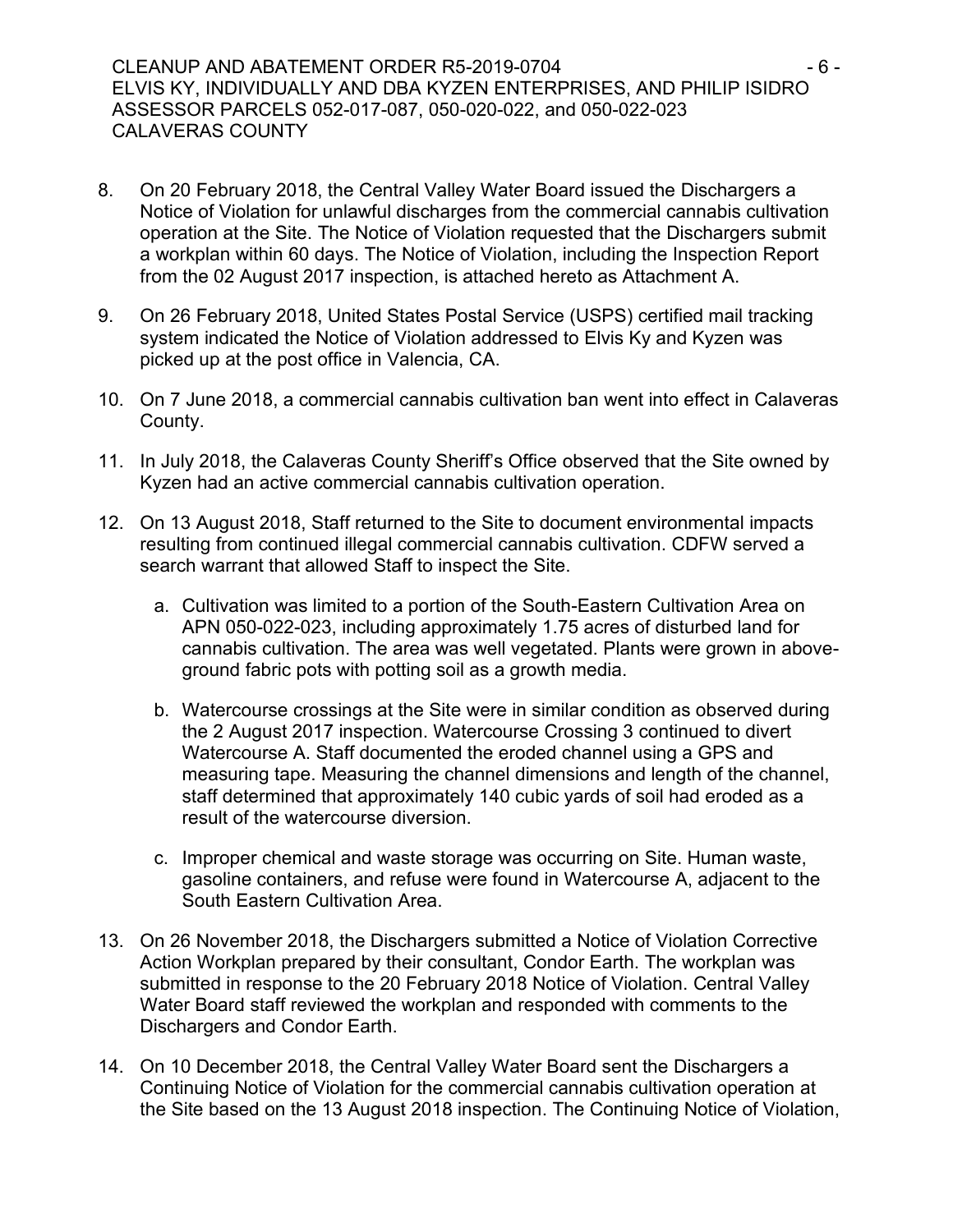8. On 20 February 2018, the Central Valley Water Board issued the Dischargers a Notice of Violation for unlawful discharges from the commercial cannabis cultivation operation at the Site. The Notice of Violation requested that the Dischargers submit a workplan within 60 days. The Notice of Violation, including the Inspection Report from the 02 August 2017 inspection, is attached hereto as Attachment A.

9. On 26 February 2018, United States Postal Service (USPS) certified mail tracking system indicated the Notice of Violation addressed to Elvis Ky and Kyzen was picked up at the post office in Valencia, CA.

10. On 7 June 2018, a commercial cannabis cultivation ban went into effect in Calaveras County.

11. In July 2018, the Calaveras County Sheriff's Office observed that the Site owned by Kyzen had an active commercial cannabis cultivation operation.

12. On 13 August 2018, Staff returned to the Site to document environmental impacts resulting from continued illegal commercial cannabis cultivation. CDFW served a search warrant that allowed Staff to inspect the Site.

    a. Cultivation was limited to a portion of the South-Eastern Cultivation Area on APN 050-022-023, including approximately 1.75 acres of disturbed land for cannabis cultivation. The area was well vegetated. Plants were grown in above-ground fabric pots with potting soil as a growth media.

    b. Watercourse crossings at the Site were in similar condition as observed during the 2 August 2017 inspection. Watercourse Crossing 3 continued to divert Watercourse A. Staff documented the eroded channel using a GPS and measuring tape. Measuring the channel dimensions and length of the channel, staff determined that approximately 140 cubic yards of soil had eroded as a result of the watercourse diversion.

    c. Improper chemical and waste storage was occurring on Site. Human waste, gasoline containers, and refuse were found in Watercourse A, adjacent to the South Eastern Cultivation Area.

13. On 26 November 2018, the Dischargers submitted a Notice of Violation Corrective Action Workplan prepared by their consultant, Condor Earth. The workplan was submitted in response to the 20 February 2018 Notice of Violation. Central Valley Water Board staff reviewed the workplan and responded with comments to the Dischargers and Condor Earth.

14. On 10 December 2018, the Central Valley Water Board sent the Dischargers a Continuing Notice of Violation for the commercial cannabis cultivation operation at the Site based on the 13 August 2018 inspection. The Continuing Notice of Violation,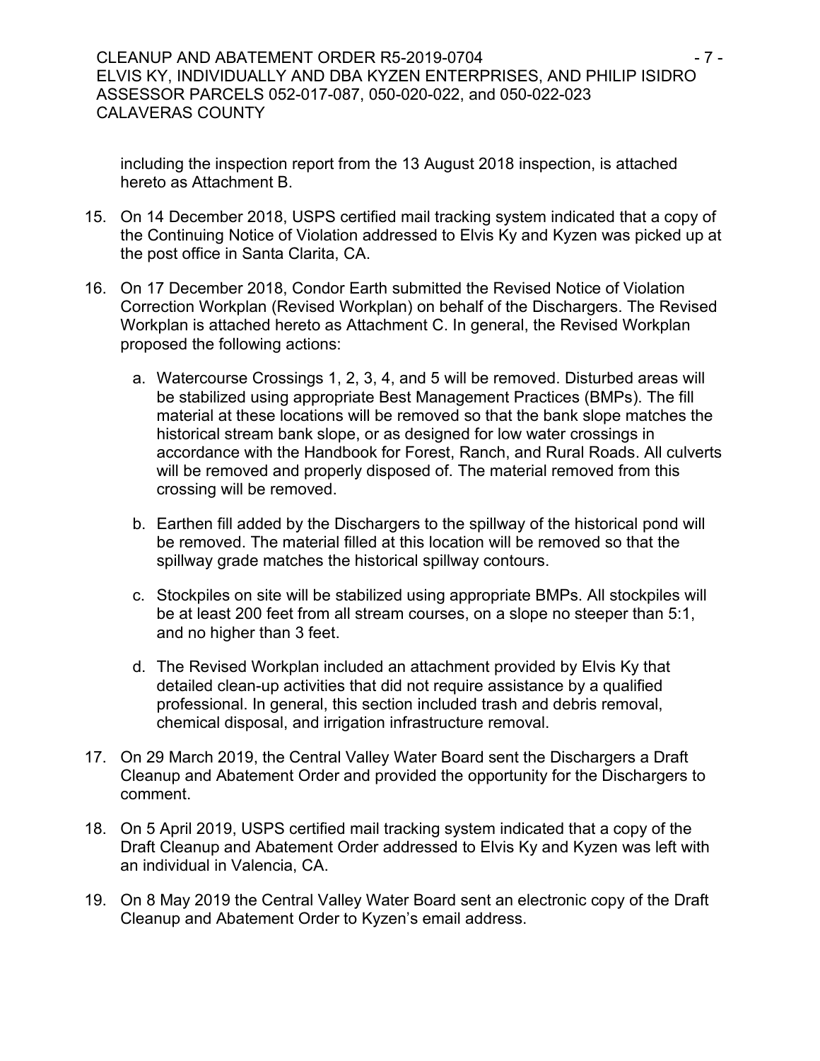including the inspection report from the 13 August 2018 inspection, is attached hereto as Attachment B.

15. On 14 December 2018, USPS certified mail tracking system indicated that a copy of the Continuing Notice of Violation addressed to Elvis Ky and Kyzen was picked up at the post office in Santa Clarita, CA.

16. On 17 December 2018, Condor Earth submitted the Revised Notice of Violation Correction Workplan (Revised Workplan) on behalf of the Dischargers. The Revised Workplan is attached hereto as Attachment C. In general, the Revised Workplan proposed the following actions:

    a. Watercourse Crossings 1, 2, 3, 4, and 5 will be removed. Disturbed areas will be stabilized using appropriate Best Management Practices (BMPs). The fill material at these locations will be removed so that the bank slope matches the historical stream bank slope, or as designed for low water crossings in accordance with the Handbook for Forest, Ranch, and Rural Roads. All culverts will be removed and properly disposed of. The material removed from this crossing will be removed.

    b. Earthen fill added by the Dischargers to the spillway of the historical pond will be removed. The material filled at this location will be removed so that the spillway grade matches the historical spillway contours.

    c. Stockpiles on site will be stabilized using appropriate BMPs. All stockpiles will be at least 200 feet from all stream courses, on a slope no steeper than 5:1, and no higher than 3 feet.

    d. The Revised Workplan included an attachment provided by Elvis Ky that detailed clean-up activities that did not require assistance by a qualified professional. In general, this section included trash and debris removal, chemical disposal, and irrigation infrastructure removal.

17. On 29 March 2019, the Central Valley Water Board sent the Dischargers a Draft Cleanup and Abatement Order and provided the opportunity for the Dischargers to comment.

18. On 5 April 2019, USPS certified mail tracking system indicated that a copy of the Draft Cleanup and Abatement Order addressed to Elvis Ky and Kyzen was left with an individual in Valencia, CA.

19. On 8 May 2019 the Central Valley Water Board sent an electronic copy of the Draft Cleanup and Abatement Order to Kyzen's email address.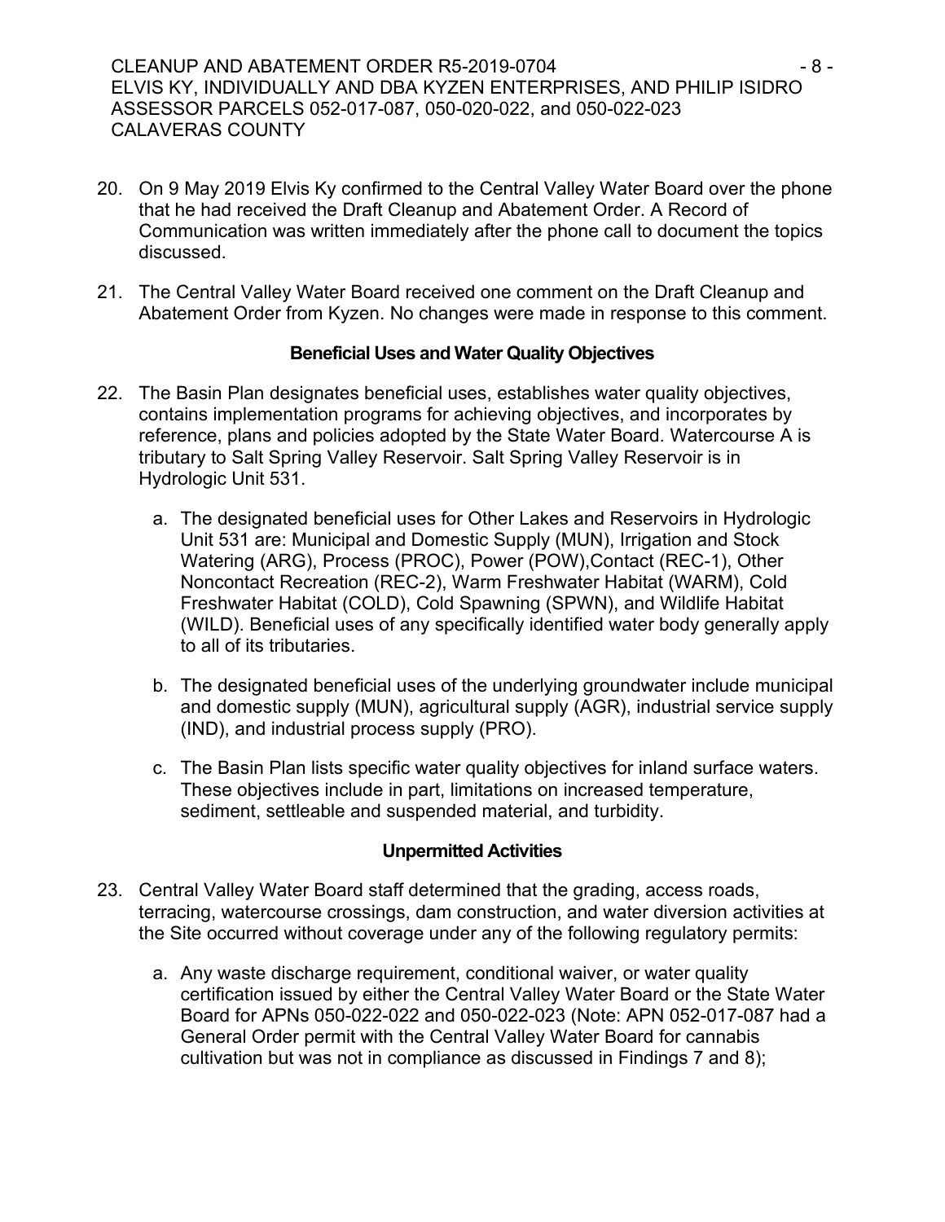20. On 9 May 2019 Elvis Ky confirmed to the Central Valley Water Board over the phone that he had received the Draft Cleanup and Abatement Order. A Record of Communication was written immediately after the phone call to document the topics discussed.

21. The Central Valley Water Board received one comment on the Draft Cleanup and Abatement Order from Kyzen. No changes were made in response to this comment.

**Beneficial Uses and Water Quality Objectives**

22. The Basin Plan designates beneficial uses, establishes water quality objectives, contains implementation programs for achieving objectives, and incorporates by reference, plans and policies adopted by the State Water Board. Watercourse A is tributary to Salt Spring Valley Reservoir. Salt Spring Valley Reservoir is in Hydrologic Unit 531.

    a. The designated beneficial uses for Other Lakes and Reservoirs in Hydrologic Unit 531 are: Municipal and Domestic Supply (MUN), Irrigation and Stock Watering (ARG), Process (PROC), Power (POW),Contact (REC-1), Other Noncontact Recreation (REC-2), Warm Freshwater Habitat (WARM), Cold Freshwater Habitat (COLD), Cold Spawning (SPWN), and Wildlife Habitat (WILD). Beneficial uses of any specifically identified water body generally apply to all of its tributaries.

    b. The designated beneficial uses of the underlying groundwater include municipal and domestic supply (MUN), agricultural supply (AGR), industrial service supply (IND), and industrial process supply (PRO).

    c. The Basin Plan lists specific water quality objectives for inland surface waters. These objectives include in part, limitations on increased temperature, sediment, settleable and suspended material, and turbidity.

**Unpermitted Activities**

23. Central Valley Water Board staff determined that the grading, access roads, terracing, watercourse crossings, dam construction, and water diversion activities at the Site occurred without coverage under any of the following regulatory permits:

    a. Any waste discharge requirement, conditional waiver, or water quality certification issued by either the Central Valley Water Board or the State Water Board for APNs 050-022-022 and 050-022-023 (Note: APN 052-017-087 had a General Order permit with the Central Valley Water Board for cannabis cultivation but was not in compliance as discussed in Findings 7 and 8);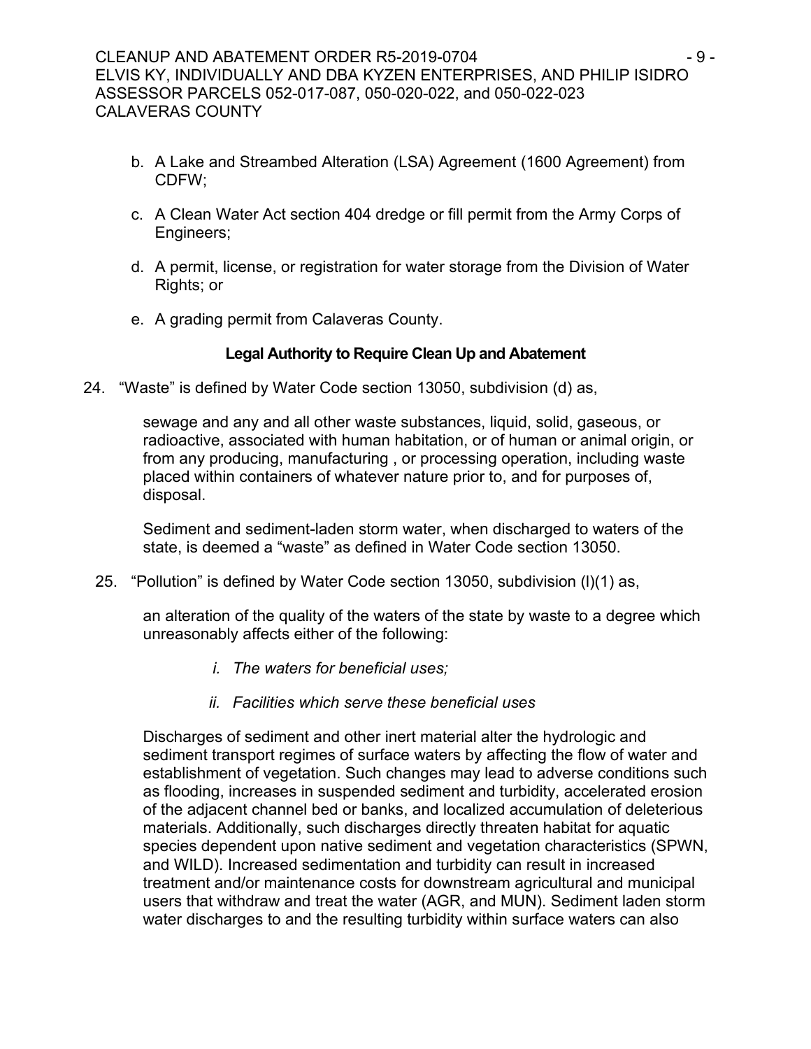b. A Lake and Streambed Alteration (LSA) Agreement (1600 Agreement) from CDFW;

c. A Clean Water Act section 404 dredge or fill permit from the Army Corps of Engineers;

d. A permit, license, or registration for water storage from the Division of Water Rights; or

e. A grading permit from Calaveras County.

**Legal Authority to Require Clean Up and Abatement**

24. "Waste" is defined by Water Code section 13050, subdivision (d) as,

    sewage and any and all other waste substances, liquid, solid, gaseous, or radioactive, associated with human habitation, or of human or animal origin, or from any producing, manufacturing , or processing operation, including waste placed within containers of whatever nature prior to, and for purposes of, disposal.

    Sediment and sediment-laden storm water, when discharged to waters of the state, is deemed a "waste" as defined in Water Code section 13050.

25. "Pollution" is defined by Water Code section 13050, subdivision (l)(1) as,

    an alteration of the quality of the waters of the state by waste to a degree which unreasonably affects either of the following:

    *i. The waters for beneficial uses;*

    *ii. Facilities which serve these beneficial uses*

    Discharges of sediment and other inert material alter the hydrologic and sediment transport regimes of surface waters by affecting the flow of water and establishment of vegetation. Such changes may lead to adverse conditions such as flooding, increases in suspended sediment and turbidity, accelerated erosion of the adjacent channel bed or banks, and localized accumulation of deleterious materials. Additionally, such discharges directly threaten habitat for aquatic species dependent upon native sediment and vegetation characteristics (SPWN, and WILD). Increased sedimentation and turbidity can result in increased treatment and/or maintenance costs for downstream agricultural and municipal users that withdraw and treat the water (AGR, and MUN). Sediment laden storm water discharges to and the resulting turbidity within surface waters can also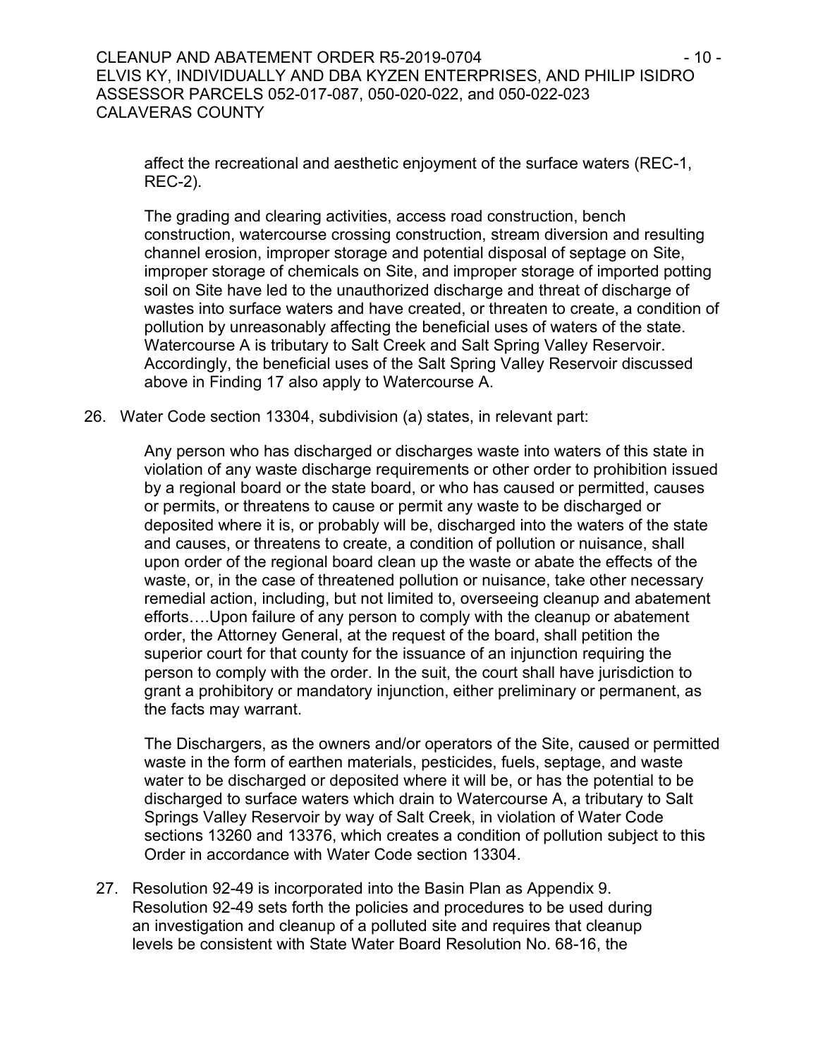affect the recreational and aesthetic enjoyment of the surface waters (REC-1, REC-2).

The grading and clearing activities, access road construction, bench construction, watercourse crossing construction, stream diversion and resulting channel erosion, improper storage and potential disposal of septage on Site, improper storage of chemicals on Site, and improper storage of imported potting soil on Site have led to the unauthorized discharge and threat of discharge of wastes into surface waters and have created, or threaten to create, a condition of pollution by unreasonably affecting the beneficial uses of waters of the state. Watercourse A is tributary to Salt Creek and Salt Spring Valley Reservoir. Accordingly, the beneficial uses of the Salt Spring Valley Reservoir discussed above in Finding 17 also apply to Watercourse A.

26. Water Code section 13304, subdivision (a) states, in relevant part:

    Any person who has discharged or discharges waste into waters of this state in violation of any waste discharge requirements or other order to prohibition issued by a regional board or the state board, or who has caused or permitted, causes or permits, or threatens to cause or permit any waste to be discharged or deposited where it is, or probably will be, discharged into the waters of the state and causes, or threatens to create, a condition of pollution or nuisance, shall upon order of the regional board clean up the waste or abate the effects of the waste, or, in the case of threatened pollution or nuisance, take other necessary remedial action, including, but not limited to, overseeing cleanup and abatement efforts….Upon failure of any person to comply with the cleanup or abatement order, the Attorney General, at the request of the board, shall petition the superior court for that county for the issuance of an injunction requiring the person to comply with the order. In the suit, the court shall have jurisdiction to grant a prohibitory or mandatory injunction, either preliminary or permanent, as the facts may warrant.

    The Dischargers, as the owners and/or operators of the Site, caused or permitted waste in the form of earthen materials, pesticides, fuels, septage, and waste water to be discharged or deposited where it will be, or has the potential to be discharged to surface waters which drain to Watercourse A, a tributary to Salt Springs Valley Reservoir by way of Salt Creek, in violation of Water Code sections 13260 and 13376, which creates a condition of pollution subject to this Order in accordance with Water Code section 13304.

27. Resolution 92-49 is incorporated into the Basin Plan as Appendix 9. Resolution 92-49 sets forth the policies and procedures to be used during an investigation and cleanup of a polluted site and requires that cleanup levels be consistent with State Water Board Resolution No. 68-16, the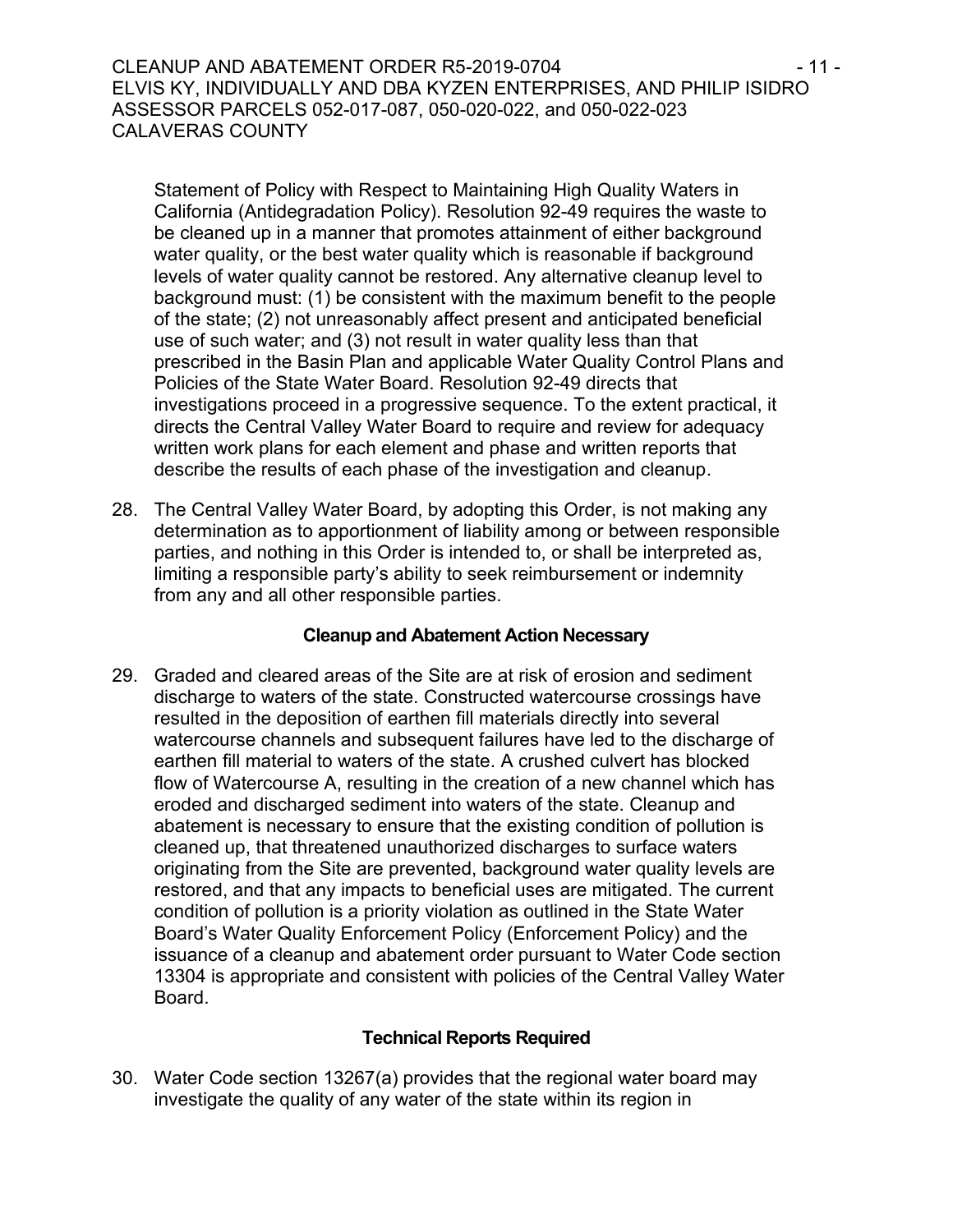Statement of Policy with Respect to Maintaining High Quality Waters in California (Antidegradation Policy). Resolution 92-49 requires the waste to be cleaned up in a manner that promotes attainment of either background water quality, or the best water quality which is reasonable if background levels of water quality cannot be restored. Any alternative cleanup level to background must: (1) be consistent with the maximum benefit to the people of the state; (2) not unreasonably affect present and anticipated beneficial use of such water; and (3) not result in water quality less than that prescribed in the Basin Plan and applicable Water Quality Control Plans and Policies of the State Water Board. Resolution 92-49 directs that investigations proceed in a progressive sequence. To the extent practical, it directs the Central Valley Water Board to require and review for adequacy written work plans for each element and phase and written reports that describe the results of each phase of the investigation and cleanup.

28. The Central Valley Water Board, by adopting this Order, is not making any determination as to apportionment of liability among or between responsible parties, and nothing in this Order is intended to, or shall be interpreted as, limiting a responsible party's ability to seek reimbursement or indemnity from any and all other responsible parties.

### Cleanup and Abatement Action Necessary

29. Graded and cleared areas of the Site are at risk of erosion and sediment discharge to waters of the state. Constructed watercourse crossings have resulted in the deposition of earthen fill materials directly into several watercourse channels and subsequent failures have led to the discharge of earthen fill material to waters of the state. A crushed culvert has blocked flow of Watercourse A, resulting in the creation of a new channel which has eroded and discharged sediment into waters of the state. Cleanup and abatement is necessary to ensure that the existing condition of pollution is cleaned up, that threatened unauthorized discharges to surface waters originating from the Site are prevented, background water quality levels are restored, and that any impacts to beneficial uses are mitigated. The current condition of pollution is a priority violation as outlined in the State Water Board's Water Quality Enforcement Policy (Enforcement Policy) and the issuance of a cleanup and abatement order pursuant to Water Code section 13304 is appropriate and consistent with policies of the Central Valley Water Board.

### Technical Reports Required

30. Water Code section 13267(a) provides that the regional water board may investigate the quality of any water of the state within its region in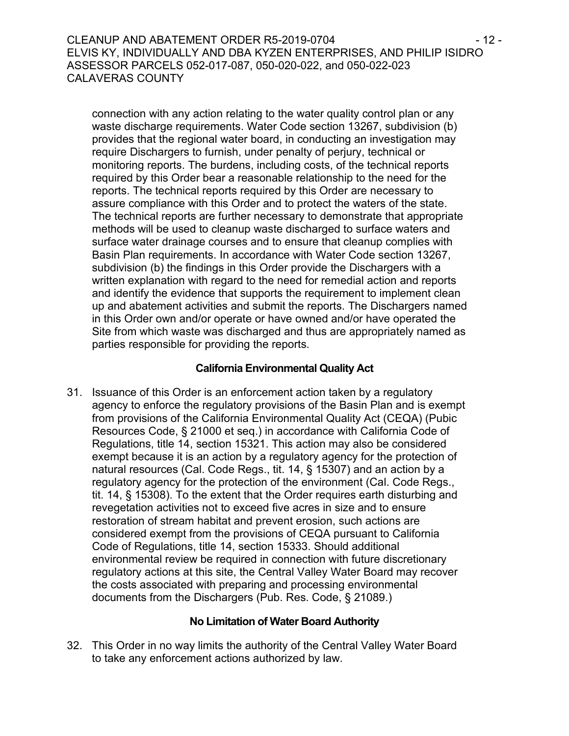connection with any action relating to the water quality control plan or any waste discharge requirements. Water Code section 13267, subdivision (b) provides that the regional water board, in conducting an investigation may require Dischargers to furnish, under penalty of perjury, technical or monitoring reports. The burdens, including costs, of the technical reports required by this Order bear a reasonable relationship to the need for the reports. The technical reports required by this Order are necessary to assure compliance with this Order and to protect the waters of the state. The technical reports are further necessary to demonstrate that appropriate methods will be used to cleanup waste discharged to surface waters and surface water drainage courses and to ensure that cleanup complies with Basin Plan requirements. In accordance with Water Code section 13267, subdivision (b) the findings in this Order provide the Dischargers with a written explanation with regard to the need for remedial action and reports and identify the evidence that supports the requirement to implement clean up and abatement activities and submit the reports. The Dischargers named in this Order own and/or operate or have owned and/or have operated the Site from which waste was discharged and thus are appropriately named as parties responsible for providing the reports.

### California Environmental Quality Act

31. Issuance of this Order is an enforcement action taken by a regulatory agency to enforce the regulatory provisions of the Basin Plan and is exempt from provisions of the California Environmental Quality Act (CEQA) (Pubic Resources Code, § 21000 et seq.) in accordance with California Code of Regulations, title 14, section 15321. This action may also be considered exempt because it is an action by a regulatory agency for the protection of natural resources (Cal. Code Regs., tit. 14, § 15307) and an action by a regulatory agency for the protection of the environment (Cal. Code Regs., tit. 14, § 15308). To the extent that the Order requires earth disturbing and revegetation activities not to exceed five acres in size and to ensure restoration of stream habitat and prevent erosion, such actions are considered exempt from the provisions of CEQA pursuant to California Code of Regulations, title 14, section 15333. Should additional environmental review be required in connection with future discretionary regulatory actions at this site, the Central Valley Water Board may recover the costs associated with preparing and processing environmental documents from the Dischargers (Pub. Res. Code, § 21089.)

### No Limitation of Water Board Authority

32. This Order in no way limits the authority of the Central Valley Water Board to take any enforcement actions authorized by law.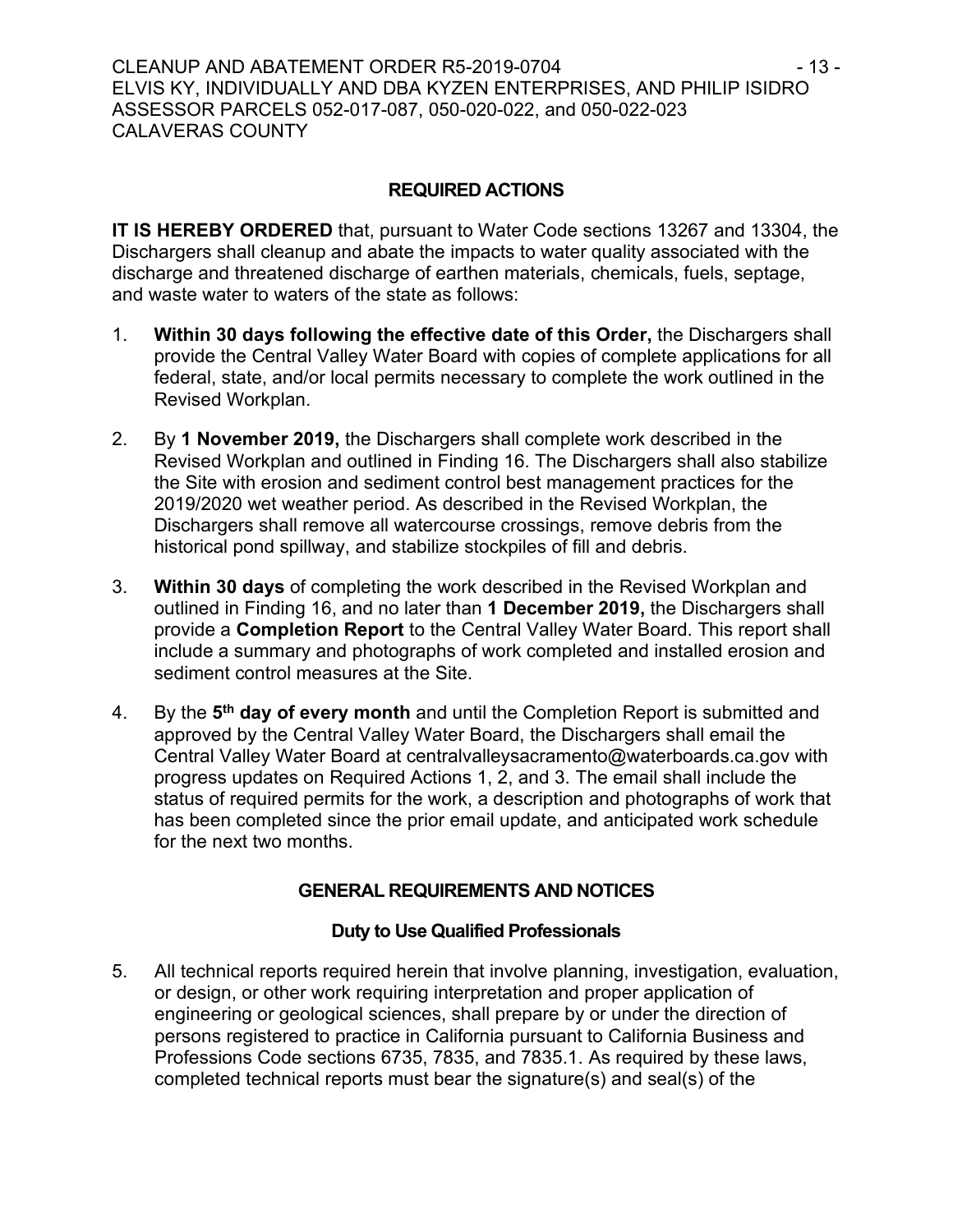## REQUIRED ACTIONS

**IT IS HEREBY ORDERED** that, pursuant to Water Code sections 13267 and 13304, the Dischargers shall cleanup and abate the impacts to water quality associated with the discharge and threatened discharge of earthen materials, chemicals, fuels, septage, and waste water to waters of the state as follows:

1. **Within 30 days following the effective date of this Order,** the Dischargers shall provide the Central Valley Water Board with copies of complete applications for all federal, state, and/or local permits necessary to complete the work outlined in the Revised Workplan.

2. By **1 November 2019,** the Dischargers shall complete work described in the Revised Workplan and outlined in Finding 16. The Dischargers shall also stabilize the Site with erosion and sediment control best management practices for the 2019/2020 wet weather period. As described in the Revised Workplan, the Dischargers shall remove all watercourse crossings, remove debris from the historical pond spillway, and stabilize stockpiles of fill and debris.

3. **Within 30 days** of completing the work described in the Revised Workplan and outlined in Finding 16, and no later than **1 December 2019,** the Dischargers shall provide a **Completion Report** to the Central Valley Water Board. This report shall include a summary and photographs of work completed and installed erosion and sediment control measures at the Site.

4. By the **5th day of every month** and until the Completion Report is submitted and approved by the Central Valley Water Board, the Dischargers shall email the Central Valley Water Board at centralvalleysacramento@waterboards.ca.gov with progress updates on Required Actions 1, 2, and 3. The email shall include the status of required permits for the work, a description and photographs of work that has been completed since the prior email update, and anticipated work schedule for the next two months.

## GENERAL REQUIREMENTS AND NOTICES

### Duty to Use Qualified Professionals

5. All technical reports required herein that involve planning, investigation, evaluation, or design, or other work requiring interpretation and proper application of engineering or geological sciences, shall prepare by or under the direction of persons registered to practice in California pursuant to California Business and Professions Code sections 6735, 7835, and 7835.1. As required by these laws, completed technical reports must bear the signature(s) and seal(s) of the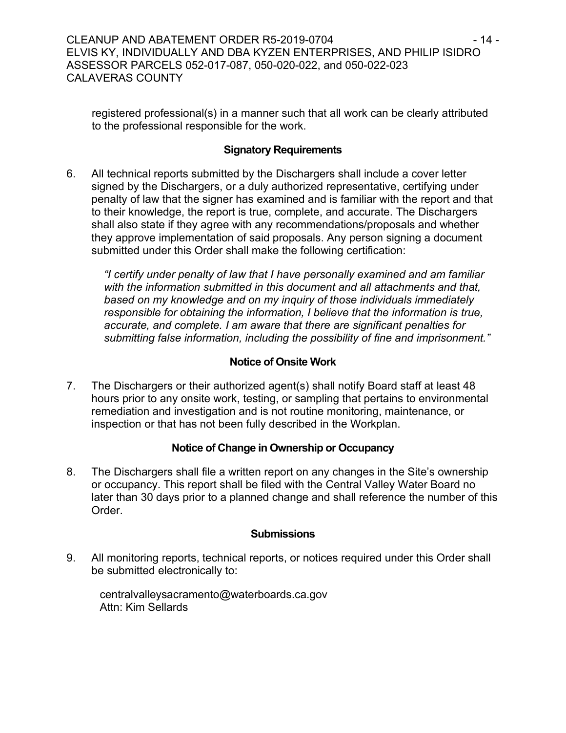registered professional(s) in a manner such that all work can be clearly attributed to the professional responsible for the work.

### Signatory Requirements

6. All technical reports submitted by the Dischargers shall include a cover letter signed by the Dischargers, or a duly authorized representative, certifying under penalty of law that the signer has examined and is familiar with the report and that to their knowledge, the report is true, complete, and accurate. The Dischargers shall also state if they agree with any recommendations/proposals and whether they approve implementation of said proposals. Any person signing a document submitted under this Order shall make the following certification:

   *"I certify under penalty of law that I have personally examined and am familiar with the information submitted in this document and all attachments and that, based on my knowledge and on my inquiry of those individuals immediately responsible for obtaining the information, I believe that the information is true, accurate, and complete. I am aware that there are significant penalties for submitting false information, including the possibility of fine and imprisonment."*

### Notice of Onsite Work

7. The Dischargers or their authorized agent(s) shall notify Board staff at least 48 hours prior to any onsite work, testing, or sampling that pertains to environmental remediation and investigation and is not routine monitoring, maintenance, or inspection or that has not been fully described in the Workplan.

### Notice of Change in Ownership or Occupancy

8. The Dischargers shall file a written report on any changes in the Site's ownership or occupancy. This report shall be filed with the Central Valley Water Board no later than 30 days prior to a planned change and shall reference the number of this Order.

### Submissions

9. All monitoring reports, technical reports, or notices required under this Order shall be submitted electronically to:

   centralvalleysacramento@waterboards.ca.gov
   Attn: Kim Sellards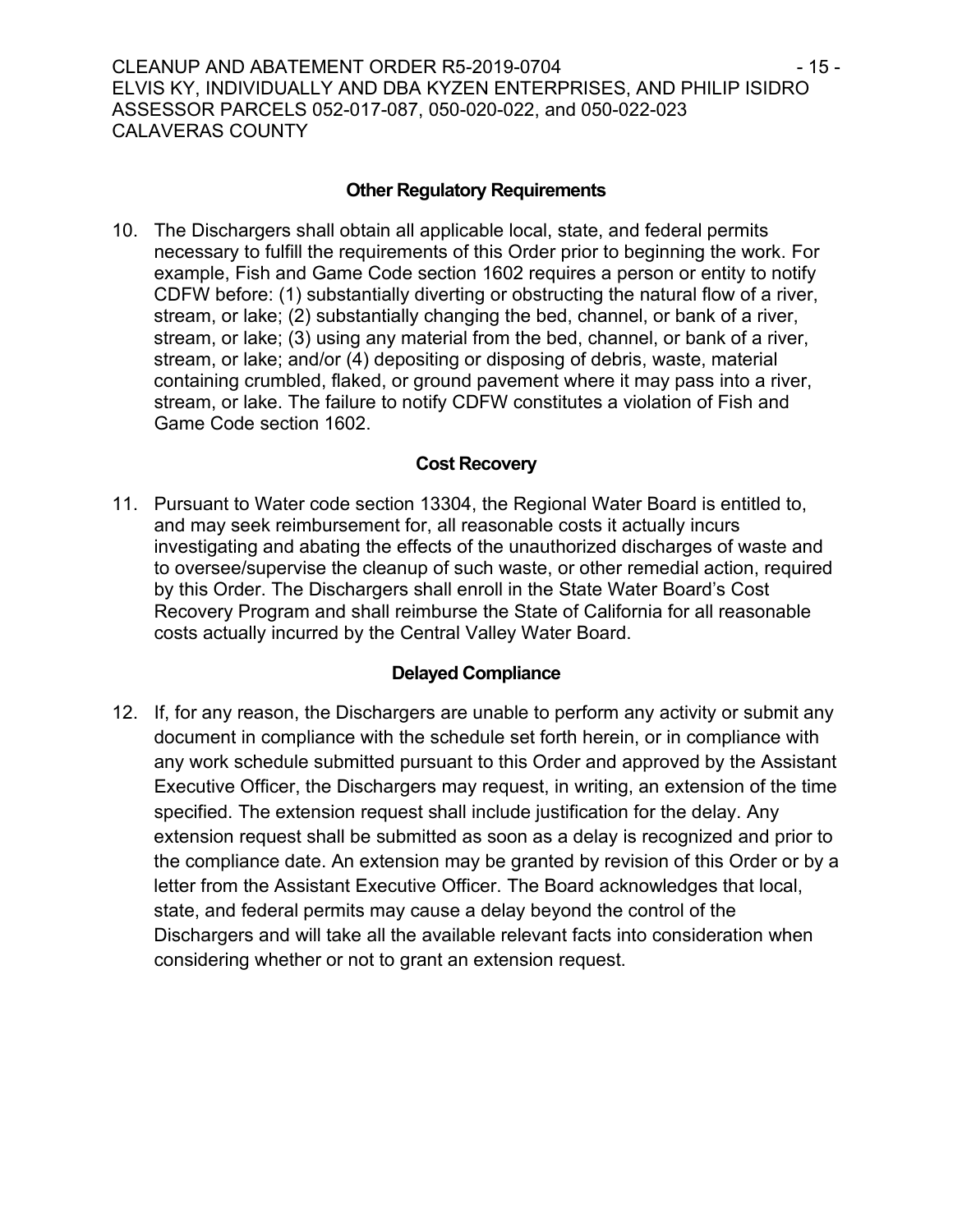**Other Regulatory Requirements**

10. The Dischargers shall obtain all applicable local, state, and federal permits necessary to fulfill the requirements of this Order prior to beginning the work. For example, Fish and Game Code section 1602 requires a person or entity to notify CDFW before: (1) substantially diverting or obstructing the natural flow of a river, stream, or lake; (2) substantially changing the bed, channel, or bank of a river, stream, or lake; (3) using any material from the bed, channel, or bank of a river, stream, or lake; and/or (4) depositing or disposing of debris, waste, material containing crumbled, flaked, or ground pavement where it may pass into a river, stream, or lake. The failure to notify CDFW constitutes a violation of Fish and Game Code section 1602.

**Cost Recovery**

11. Pursuant to Water code section 13304, the Regional Water Board is entitled to, and may seek reimbursement for, all reasonable costs it actually incurs investigating and abating the effects of the unauthorized discharges of waste and to oversee/supervise the cleanup of such waste, or other remedial action, required by this Order. The Dischargers shall enroll in the State Water Board's Cost Recovery Program and shall reimburse the State of California for all reasonable costs actually incurred by the Central Valley Water Board.

**Delayed Compliance**

12. If, for any reason, the Dischargers are unable to perform any activity or submit any document in compliance with the schedule set forth herein, or in compliance with any work schedule submitted pursuant to this Order and approved by the Assistant Executive Officer, the Dischargers may request, in writing, an extension of the time specified. The extension request shall include justification for the delay. Any extension request shall be submitted as soon as a delay is recognized and prior to the compliance date. An extension may be granted by revision of this Order or by a letter from the Assistant Executive Officer. The Board acknowledges that local, state, and federal permits may cause a delay beyond the control of the Dischargers and will take all the available relevant facts into consideration when considering whether or not to grant an extension request.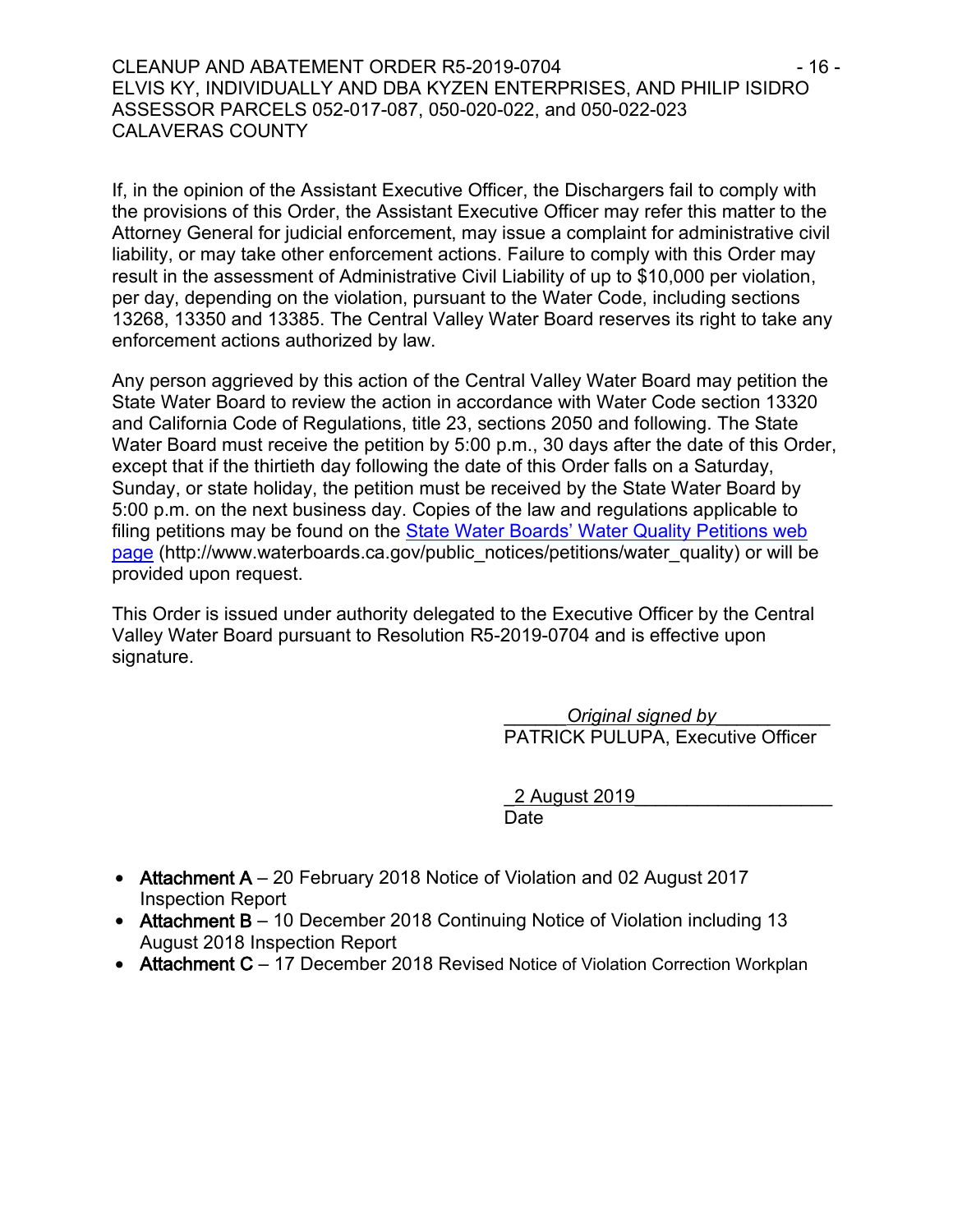If, in the opinion of the Assistant Executive Officer, the Dischargers fail to comply with the provisions of this Order, the Assistant Executive Officer may refer this matter to the Attorney General for judicial enforcement, may issue a complaint for administrative civil liability, or may take other enforcement actions. Failure to comply with this Order may result in the assessment of Administrative Civil Liability of up to $10,000 per violation, per day, depending on the violation, pursuant to the Water Code, including sections 13268, 13350 and 13385. The Central Valley Water Board reserves its right to take any enforcement actions authorized by law.

Any person aggrieved by this action of the Central Valley Water Board may petition the State Water Board to review the action in accordance with Water Code section 13320 and California Code of Regulations, title 23, sections 2050 and following. The State Water Board must receive the petition by 5:00 p.m., 30 days after the date of this Order, except that if the thirtieth day following the date of this Order falls on a Saturday, Sunday, or state holiday, the petition must be received by the State Water Board by 5:00 p.m. on the next business day. Copies of the law and regulations applicable to filing petitions may be found on the State Water Boards' Water Quality Petitions web page (http://www.waterboards.ca.gov/public_notices/petitions/water_quality) or will be provided upon request.

This Order is issued under authority delegated to the Executive Officer by the Central Valley Water Board pursuant to Resolution R5-2019-0704 and is effective upon signature.

*Original signed by*
PATRICK PULUPA, Executive Officer

2 August 2019
Date

- **Attachment A** – 20 February 2018 Notice of Violation and 02 August 2017 Inspection Report
- **Attachment B** – 10 December 2018 Continuing Notice of Violation including 13 August 2018 Inspection Report
- **Attachment C** – 17 December 2018 Revised Notice of Violation Correction Workplan